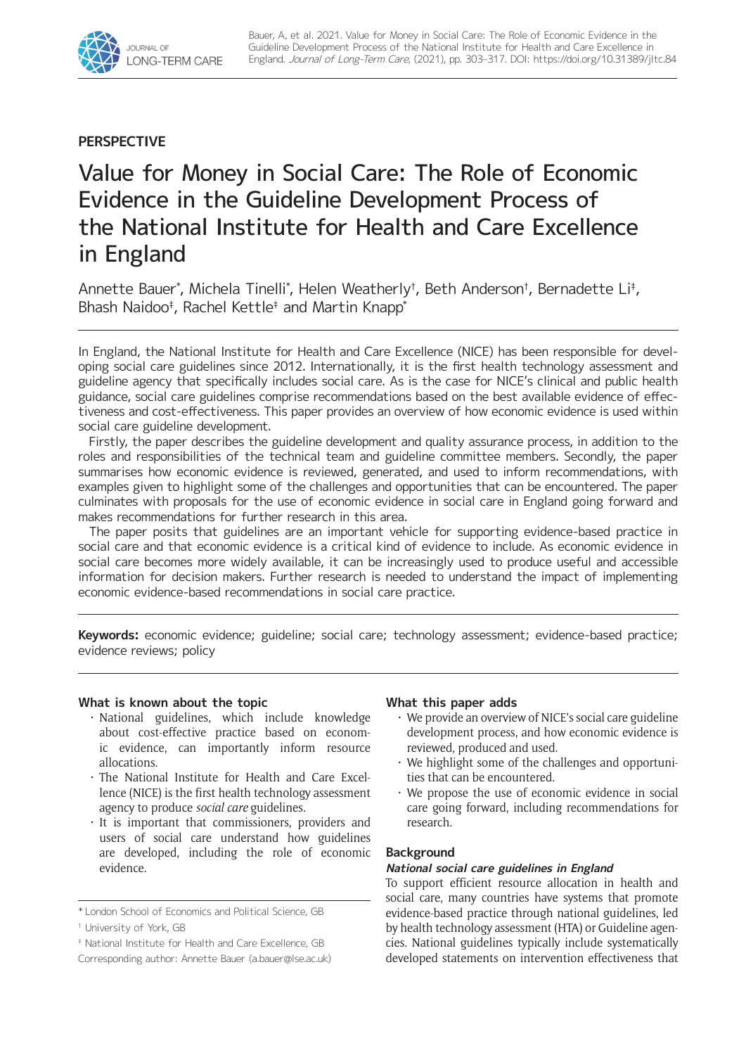PERSPECTIVE

# Value for Money in Social Care: The Role of Economic Evidence in the Guideline Development Process of the National Institute for Health and Care Excellence in England

Annette Bauer[*], Michela Tinelli[*], Helen Weatherly[†], Beth Anderson[†], Bernadette Li[‡], Bhash Naidoo[‡], Rachel Kettle[‡] and Martin Knapp[*]

In England, the National Institute for Health and Care Excellence (NICE) has been responsible for developing social care guidelines since 2012. Internationally, it is the first health technology assessment and guideline agency that specifically includes social care. As is the case for NICE's clinical and public health guidance, social care guidelines comprise recommendations based on the best available evidence of effectiveness and cost-effectiveness. This paper provides an overview of how economic evidence is used within social care guideline development.

Firstly, the paper describes the guideline development and quality assurance process, in addition to the roles and responsibilities of the technical team and guideline committee members. Secondly, the paper summarises how economic evidence is reviewed, generated, and used to inform recommendations, with examples given to highlight some of the challenges and opportunities that can be encountered. The paper culminates with proposals for the use of economic evidence in social care in England going forward and makes recommendations for further research in this area.

The paper posits that guidelines are an important vehicle for supporting evidence-based practice in social care and that economic evidence is a critical kind of evidence to include. As economic evidence in social care becomes more widely available, it can be increasingly used to produce useful and accessible information for decision makers. Further research is needed to understand the impact of implementing economic evidence-based recommendations in social care practice.

**Keywords:** economic evidence; guideline; social care; technology assessment; evidence-based practice; evidence reviews; policy

**What is known about the topic**

- National guidelines, which include knowledge about cost-effective practice based on economic evidence, can importantly inform resource allocations.
- The National Institute for Health and Care Excellence (NICE) is the first health technology assessment agency to produce *social care* guidelines.
- It is important that commissioners, providers and users of social care understand how guidelines are developed, including the role of economic evidence.

**What this paper adds**

- We provide an overview of NICE's social care guideline development process, and how economic evidence is reviewed, produced and used.
- We highlight some of the challenges and opportunities that can be encountered.
- We propose the use of economic evidence in social care going forward, including recommendations for research.

## Background

### *National social care guidelines in England*

To support efficient resource allocation in health and social care, many countries have systems that promote evidence-based practice through national guidelines, led by health technology assessment (HTA) or Guideline agencies. National guidelines typically include systematically developed statements on intervention effectiveness that

[*] London School of Economics and Political Science, GB

[†] University of York, GB

[‡] National Institute for Health and Care Excellence, GB

Corresponding author: Annette Bauer (a.bauer@lse.ac.uk)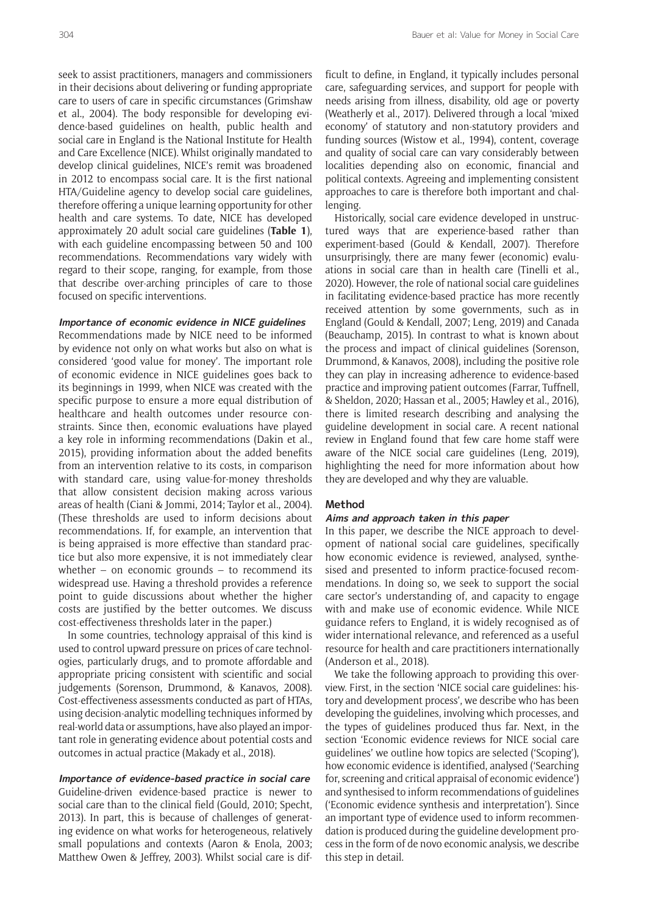seek to assist practitioners, managers and commissioners in their decisions about delivering or funding appropriate care to users of care in specific circumstances (Grimshaw et al., 2004). The body responsible for developing evidence-based guidelines on health, public health and social care in England is the National Institute for Health and Care Excellence (NICE). Whilst originally mandated to develop clinical guidelines, NICE's remit was broadened in 2012 to encompass social care. It is the first national HTA/Guideline agency to develop social care guidelines, therefore offering a unique learning opportunity for other health and care systems. To date, NICE has developed approximately 20 adult social care guidelines (**Table 1**), with each guideline encompassing between 50 and 100 recommendations. Recommendations vary widely with regard to their scope, ranging, for example, from those that describe over-arching principles of care to those focused on specific interventions.

#### *Importance of economic evidence in NICE guidelines*

Recommendations made by NICE need to be informed by evidence not only on what works but also on what is considered 'good value for money'. The important role of economic evidence in NICE guidelines goes back to its beginnings in 1999, when NICE was created with the specific purpose to ensure a more equal distribution of healthcare and health outcomes under resource constraints. Since then, economic evaluations have played a key role in informing recommendations (Dakin et al., 2015), providing information about the added benefits from an intervention relative to its costs, in comparison with standard care, using value-for-money thresholds that allow consistent decision making across various areas of health (Ciani & Jommi, 2014; Taylor et al., 2004). (These thresholds are used to inform decisions about recommendations. If, for example, an intervention that is being appraised is more effective than standard practice but also more expensive, it is not immediately clear whether – on economic grounds – to recommend its widespread use. Having a threshold provides a reference point to guide discussions about whether the higher costs are justified by the better outcomes. We discuss cost-effectiveness thresholds later in the paper.)

In some countries, technology appraisal of this kind is used to control upward pressure on prices of care technologies, particularly drugs, and to promote affordable and appropriate pricing consistent with scientific and social judgements (Sorenson, Drummond, & Kanavos, 2008). Cost-effectiveness assessments conducted as part of HTAs, using decision-analytic modelling techniques informed by real-world data or assumptions, have also played an important role in generating evidence about potential costs and outcomes in actual practice (Makady et al., 2018).

#### *Importance of evidence-based practice in social care*

Guideline-driven evidence-based practice is newer to social care than to the clinical field (Gould, 2010; Specht, 2013). In part, this is because of challenges of generating evidence on what works for heterogeneous, relatively small populations and contexts (Aaron & Enola, 2003; Matthew Owen & Jeffrey, 2003). Whilst social care is difficult to define, in England, it typically includes personal care, safeguarding services, and support for people with needs arising from illness, disability, old age or poverty (Weatherly et al., 2017). Delivered through a local 'mixed economy' of statutory and non-statutory providers and funding sources (Wistow et al., 1994), content, coverage and quality of social care can vary considerably between localities depending also on economic, financial and political contexts. Agreeing and implementing consistent approaches to care is therefore both important and challenging.

Historically, social care evidence developed in unstructured ways that are experience-based rather than experiment-based (Gould & Kendall, 2007). Therefore unsurprisingly, there are many fewer (economic) evaluations in social care than in health care (Tinelli et al., 2020). However, the role of national social care guidelines in facilitating evidence-based practice has more recently received attention by some governments, such as in England (Gould & Kendall, 2007; Leng, 2019) and Canada (Beauchamp, 2015). In contrast to what is known about the process and impact of clinical guidelines (Sorenson, Drummond, & Kanavos, 2008), including the positive role they can play in increasing adherence to evidence-based practice and improving patient outcomes (Farrar, Tuffnell, & Sheldon, 2020; Hassan et al., 2005; Hawley et al., 2016), there is limited research describing and analysing the guideline development in social care. A recent national review in England found that few care home staff were aware of the NICE social care guidelines (Leng, 2019), highlighting the need for more information about how they are developed and why they are valuable.

### Method

#### *Aims and approach taken in this paper*

In this paper, we describe the NICE approach to development of national social care guidelines, specifically how economic evidence is reviewed, analysed, synthesised and presented to inform practice-focused recommendations. In doing so, we seek to support the social care sector's understanding of, and capacity to engage with and make use of economic evidence. While NICE guidance refers to England, it is widely recognised as of wider international relevance, and referenced as a useful resource for health and care practitioners internationally (Anderson et al., 2018).

We take the following approach to providing this overview. First, in the section 'NICE social care guidelines: history and development process', we describe who has been developing the guidelines, involving which processes, and the types of guidelines produced thus far. Next, in the section 'Economic evidence reviews for NICE social care guidelines' we outline how topics are selected ('Scoping'), how economic evidence is identified, analysed ('Searching for, screening and critical appraisal of economic evidence') and synthesised to inform recommendations of guidelines ('Economic evidence synthesis and interpretation'). Since an important type of evidence used to inform recommendation is produced during the guideline development process in the form of de novo economic analysis, we describe this step in detail.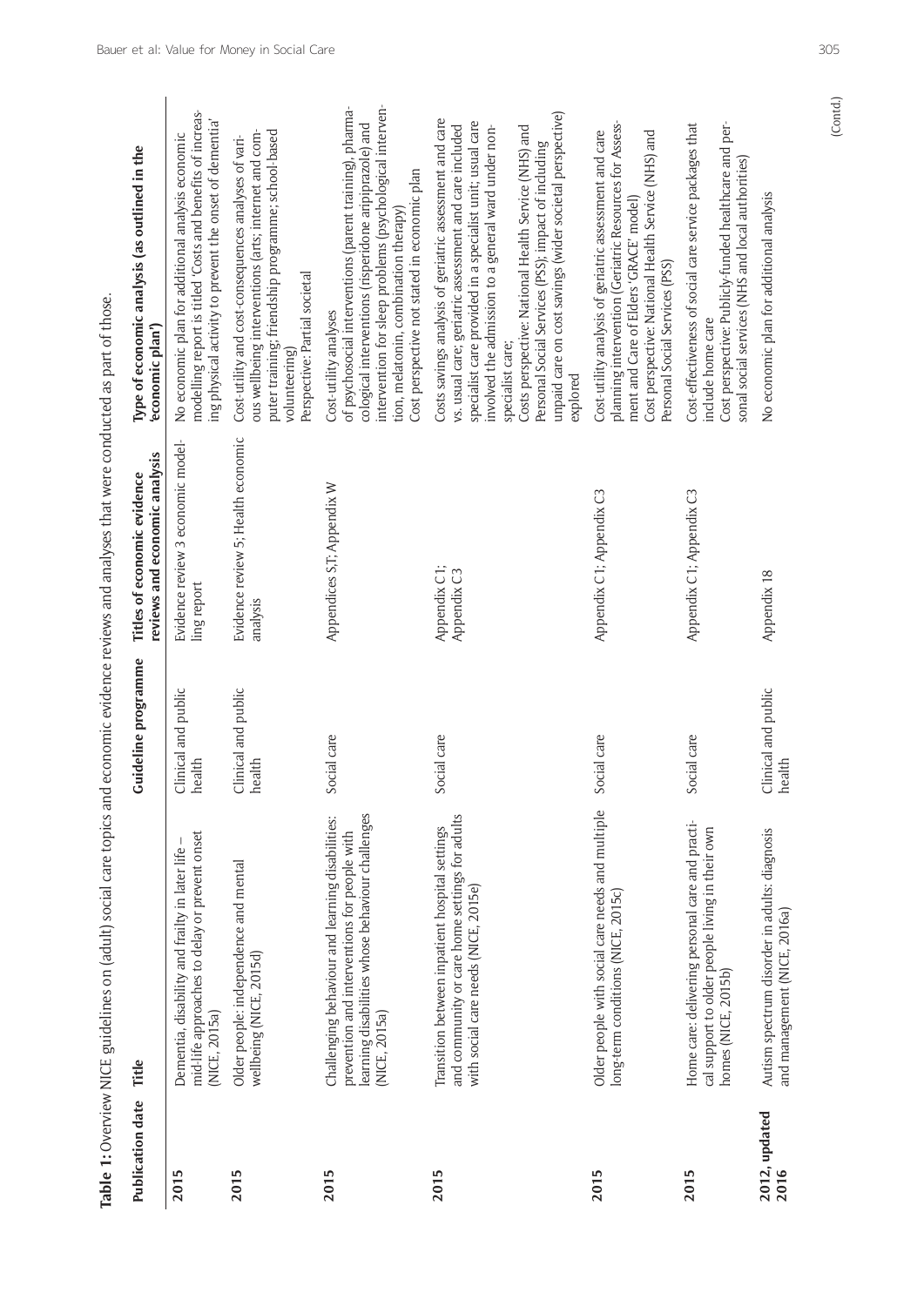**Table 1:** Overview NICE guidelines on (adult) social care topics and economic evidence reviews and analyses that were conducted as part of those.

| Publication date | Title | Guideline programme | Titles of economic evidence reviews and economic analysis | Type of economic analysis (as outlined in the 'economic plan') |
|---|---|---|---|---|
| **2015** | Dementia, disability and frailty in later life – mid-life approaches to delay or prevent onset (NICE, 2015a) | Clinical and public health | Evidence review 3 economic modelling report | No economic plan for additional analysis economic modelling report is titled 'Costs and benefits of increasing physical activity to prevent the onset of dementia' |
| **2015** | Older people: independence and mental wellbeing (NICE, 2015d) | Clinical and public health | Evidence review 5; Health economic analysis | Cost-utility and cost-consequences analyses of various wellbeing interventions (arts; internet and computer training; friendship programme; school-based volunteering)<br>Perspective: Partial societal |
| **2015** | Challenging behaviour and learning disabilities: prevention and interventions for people with learning disabilities whose behaviour challenges (NICE, 2015a) | Social care | Appendices S,T; Appendix W | Cost-utility analyses of psychosocial interventions (parent training), pharmacological interventions (risperidone aripiprazole) and intervention for sleep problems (psychological intervention, melatonin, combination therapy)<br>Cost perspective not stated in economic plan |
| **2015** | Transition between inpatient hospital settings and community or care home settings for adults with social care needs (NICE, 2015e) | Social care | Appendix C1; Appendix C3 | Costs savings analysis of geriatric assessment and care vs. usual care; geriatric assessment and care included specialist care provided in a specialist unit; usual care involved the admission to a general ward under non-specialist care;<br>Costs perspective: National Health Service (NHS) and Personal Social Services (PSS); impact of including unpaid care on cost savings (wider societal perspective) explored |
| **2015** | Older people with social care needs and multiple long-term conditions (NICE, 2015c) | Social care | Appendix C1; Appendix C3 | Cost-utility analysis of geriatric assessment and care planning intervention (Geriatric Resources for Assessment and Care of Elders 'GRACE' model)<br>Cost perspective: National Health Service (NHS) and Personal Social Services (PSS) |
| **2015** | Home care: delivering personal care and practical support to older people living in their own homes (NICE, 2015b) | Social care | Appendix C1; Appendix C3 | Cost-effectiveness of social care service packages that include home care<br>Cost perspective: Publicly-funded healthcare and personal social services (NHS and local authorities) |
| **2012, updated 2016** | Autism spectrum disorder in adults: diagnosis and management (NICE, 2016a) | Clinical and public health | Appendix 18 | No economic plan for additional analysis |

(Contd.)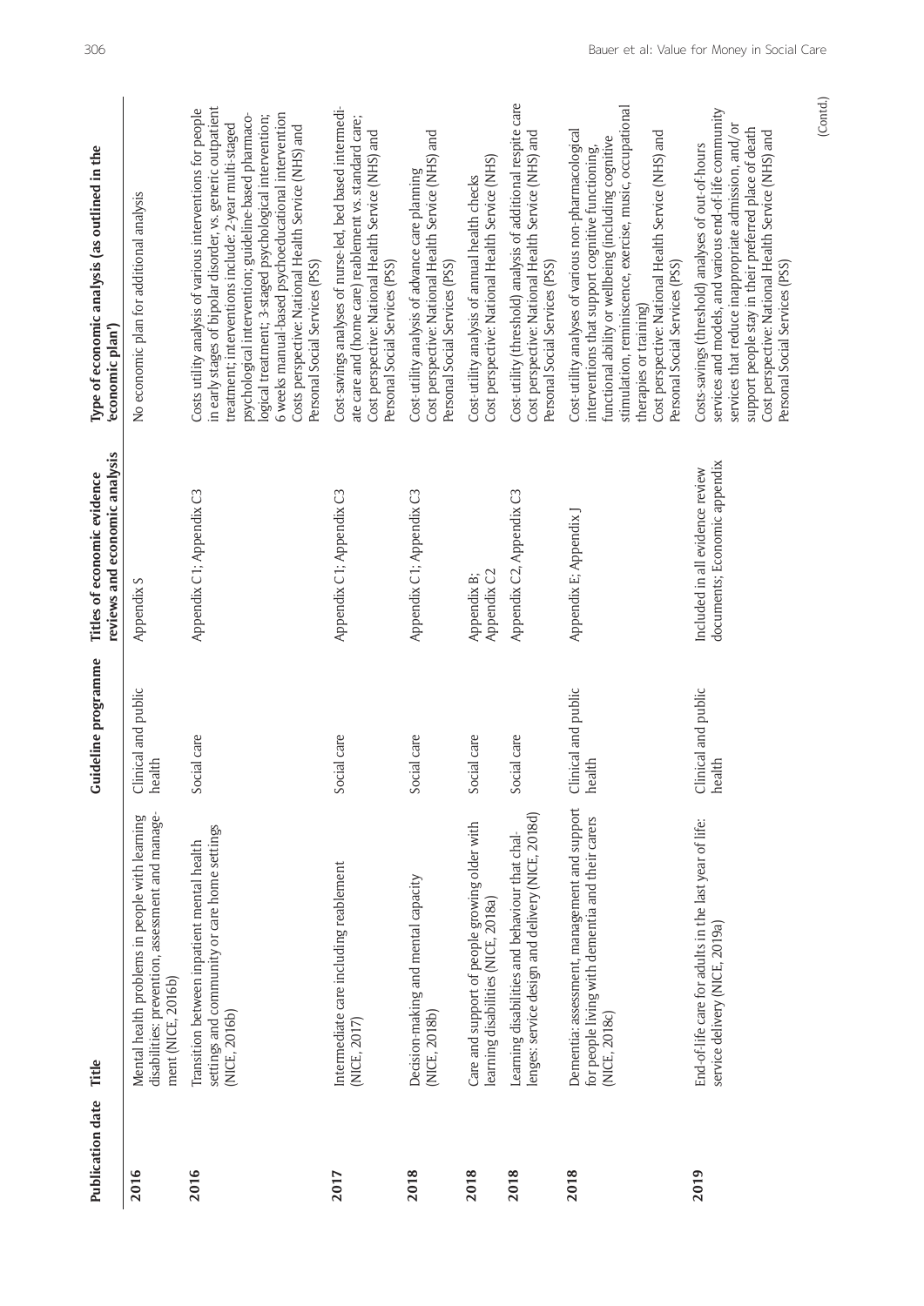| Publication date | Title | Guideline programme | Titles of economic evidence reviews and economic analysis | Type of economic analysis (as outlined in the 'economic plan') |
|---|---|---|---|---|
| **2016** | Mental health problems in people with learning disabilities: prevention, assessment and management (NICE, 2016b) | Clinical and public health | Appendix S | No economic plan for additional analysis |
| **2016** | Transition between inpatient mental health settings and community or care home settings (NICE, 2016b) | Social care | Appendix C1; Appendix C3 | Costs utility analysis of various interventions for people in early stages of bipolar disorder, vs. generic outpatient treatment; interventions include: 2-year multi-staged psychological intervention; guideline-based pharmacological treatment; 3-staged psychological intervention; 6 weeks manual-based psychoeducational intervention<br>Costs perspective: National Health Service (NHS) and Personal Social Services (PSS) |
| **2017** | Intermediate care including reablement (NICE, 2017) | Social care | Appendix C1; Appendix C3 | Cost-savings analyses of nurse-led, bed based intermediate care and (home care) reablement vs. standard care;<br>Cost perspective: National Health Service (NHS) and Personal Social Services (PSS) |
| **2018** | Decision-making and mental capacity (NICE, 2018b) | Social care | Appendix C1; Appendix C3 | Cost-utility analysis of advance care planning<br>Cost perspective: National Health Service (NHS) and Personal Social Services (PSS) |
| **2018** | Care and support of people growing older with learning disabilities (NICE, 2018a) | Social care | Appendix B; Appendix C2 | Cost-utility analysis of annual health checks<br>Cost perspective: National Health Service (NHS) |
| **2018** | Learning disabilities and behaviour that challenges: service design and delivery (NICE, 2018d) | Social care | Appendix C2, Appendix C3 | Cost-utility (threshold) analysis of additional respite care<br>Cost perspective: National Health Service (NHS) and Personal Social Services (PSS) |
| **2018** | Dementia: assessment, management and support for people living with dementia and their carers (NICE, 2018c) | Clinical and public health | Appendix E; Appendix J | Cost-utility analyses of various non-pharmacological interventions that support cognitive functioning, functional ability or wellbeing (including cognitive stimulation, reminiscence, exercise, music, occupational therapies or training)<br>Cost perspective: National Health Service (NHS) and Personal Social Services (PSS) |
| **2019** | End-of-life care for adults in the last year of life: service delivery (NICE, 2019a) | Clinical and public health | Included in all evidence review documents; Economic appendix | Costs-savings (threshold) analyses of out-of-hours services and models, and various end-of-life community services that reduce inappropriate admission, and/or support people stay in their preferred place of death<br>Cost perspective: National Health Service (NHS) and Personal Social Services (PSS) |

(Contd.)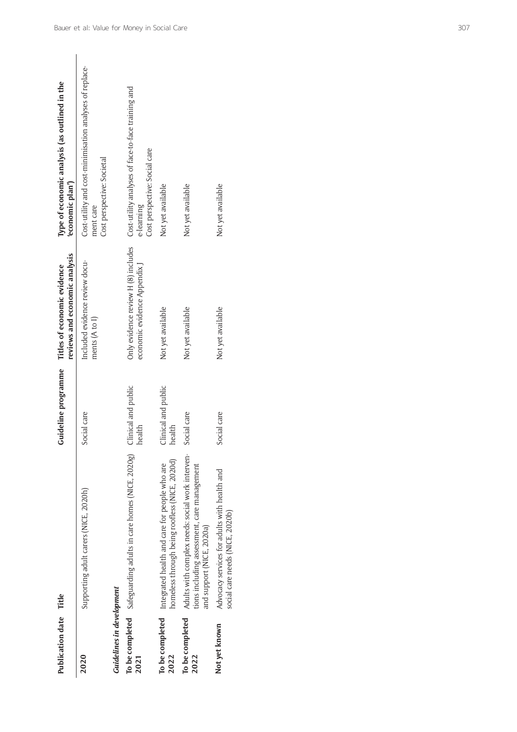| Publication date | Title | Guideline programme | Titles of economic evidence reviews and economic analysis | Type of economic analysis (as outlined in the 'economic plan') |
|---|---|---|---|---|
| **2020** | Supporting adult carers (NICE, 2020h) | Social care | Included evidence review documents (A to I) | Cost-utility and cost-minimisation analyses of replacement care<br>Cost perspective: Societal |
| ***Guidelines in development*** | | | | |
| **To be completed 2021** | Safeguarding adults in care homes (NICE, 2020g) | Clinical and public health | Only evidence review H (8) includes economic evidence Appendix J | Cost-utility analyses of face-to-face training and e-learning<br>Cost perspective: Social care |
| **To be completed 2022** | Integrated health and care for people who are homeless through being roofless (NICE, 2020d) | Clinical and public health | Not yet available | Not yet available |
| **To be completed 2022** | Adults with complex needs: social work interventions including assessment, care management and support (NICE, 2020a) | Social care | Not yet available | Not yet available |
| **Not yet known** | Advocacy services for adults with health and social care needs (NICE, 2020b) | Social care | Not yet available | Not yet available |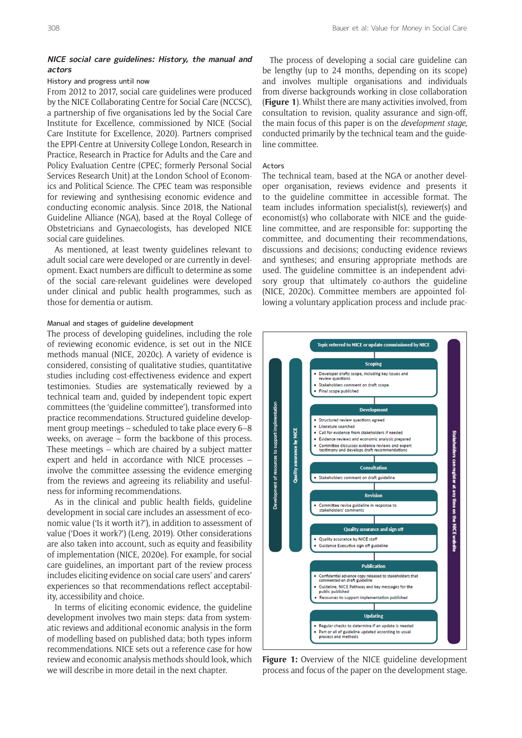### NICE social care guidelines: History, the manual and actors

#### History and progress until now

From 2012 to 2017, social care guidelines were produced by the NICE Collaborating Centre for Social Care (NCCSC), a partnership of five organisations led by the Social Care Institute for Excellence, commissioned by NICE (Social Care Institute for Excellence, 2020). Partners comprised the EPPI-Centre at University College London, Research in Practice, Research in Practice for Adults and the Care and Policy Evaluation Centre (CPEC; formerly Personal Social Services Research Unit) at the London School of Economics and Political Science. The CPEC team was responsible for reviewing and synthesising economic evidence and conducting economic analysis. Since 2018, the National Guideline Alliance (NGA), based at the Royal College of Obstetricians and Gynaecologists, has developed NICE social care guidelines.

As mentioned, at least twenty guidelines relevant to adult social care were developed or are currently in development. Exact numbers are difficult to determine as some of the social care-relevant guidelines were developed under clinical and public health programmes, such as those for dementia or autism.

#### Manual and stages of guideline development

The process of developing guidelines, including the role of reviewing economic evidence, is set out in the NICE methods manual (NICE, 2020c). A variety of evidence is considered, consisting of qualitative studies, quantitative studies including cost-effectiveness evidence and expert testimonies. Studies are systematically reviewed by a technical team and, guided by independent topic expert committees (the 'guideline committee'), transformed into practice recommendations. Structured guideline development group meetings – scheduled to take place every 6–8 weeks, on average – form the backbone of this process. These meetings – which are chaired by a subject matter expert and held in accordance with NICE processes – involve the committee assessing the evidence emerging from the reviews and agreeing its reliability and usefulness for informing recommendations.

As in the clinical and public health fields, guideline development in social care includes an assessment of economic value ('Is it worth it?'), in addition to assessment of value ('Does it work?') (Leng, 2019). Other considerations are also taken into account, such as equity and feasibility of implementation (NICE, 2020e). For example, for social care guidelines, an important part of the review process includes eliciting evidence on social care users' and carers' experiences so that recommendations reflect acceptability, accessibility and choice.

In terms of eliciting economic evidence, the guideline development involves two main steps: data from systematic reviews and additional economic analysis in the form of modelling based on published data; both types inform recommendations. NICE sets out a reference case for how review and economic analysis methods should look, which we will describe in more detail in the next chapter.

The process of developing a social care guideline can be lengthy (up to 24 months, depending on its scope) and involves multiple organisations and individuals from diverse backgrounds working in close collaboration (**Figure 1**). Whilst there are many activities involved, from consultation to revision, quality assurance and sign-off, the main focus of this paper is on the *development stage*, conducted primarily by the technical team and the guideline committee.

#### Actors

The technical team, based at the NGA or another developer organisation, reviews evidence and presents it to the guideline committee in accessible format. The team includes information specialist(s), reviewer(s) and economist(s) who collaborate with NICE and the guideline committee, and are responsible for: supporting the committee, and documenting their recommendations, discussions and decisions; conducting evidence reviews and syntheses; and ensuring appropriate methods are used. The guideline committee is an independent advisory group that ultimately co-authors the guideline (NICE, 2020c). Committee members are appointed following a voluntary application process and include prac-

**Topic referred to NICE or update commissioned by NICE**

**Scoping**
- Developer drafts scope, including key issues and review questions
- Stakeholders comment on draft scope
- Final scope published

**Development**
- Structured review questions agreed
- Literature searched
- Call for evidence from stakeholders if needed
- Evidence reviews and economic analysis prepared
- Committee discusses evidence reviews and expert testimony and develops draft recommendations

**Consultation**
- Stakeholders comment on draft guideline

**Revision**
- Committee revise guideline in response to stakeholders' comments

**Quality assurance and sign off**
- Quality assurance by NICE staff
- Guidance Executive sign off guideline

**Publication**
- Confidential advance copy released to stakeholders that commented on draft guideline
- Guideline, NICE Pathway and key messages for the public published
- Resources to support implementation published

**Updating**
- Regular checks to determine if an update is needed
- Part or all of guideline updated according to usual process and methods

Development of resources to support implementation | Quality assurance by NICE | Stakeholders can register at any time on the NICE website

**Figure 1:** Overview of the NICE guideline development process and focus of the paper on the development stage.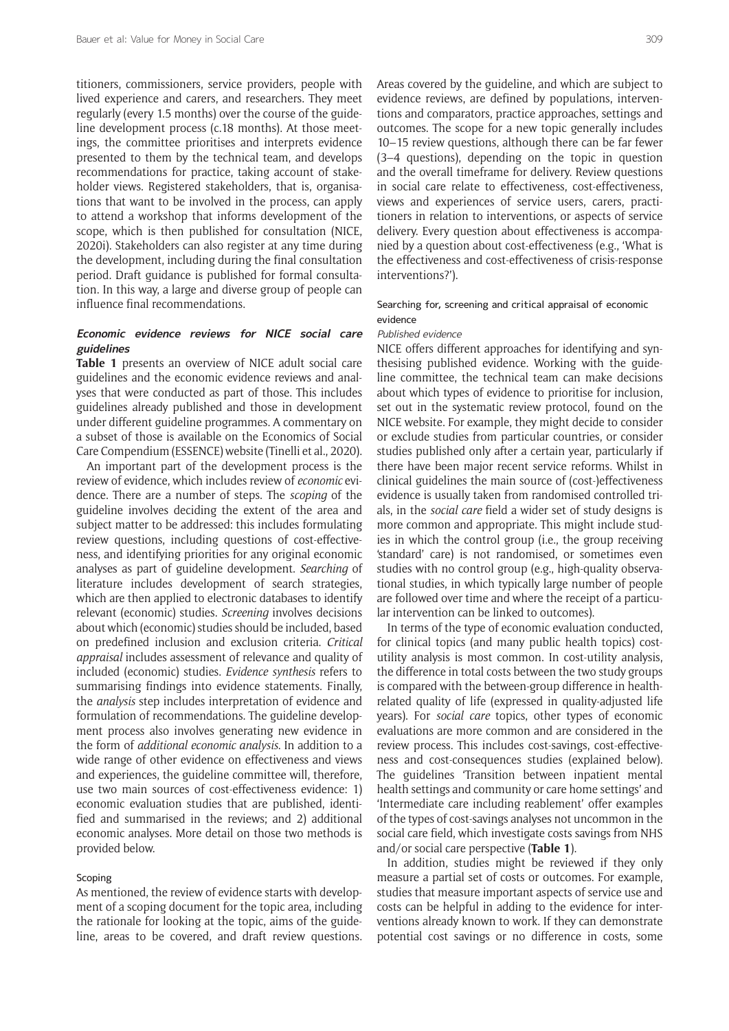titioners, commissioners, service providers, people with lived experience and carers, and researchers. They meet regularly (every 1.5 months) over the course of the guideline development process (c.18 months). At those meetings, the committee prioritises and interprets evidence presented to them by the technical team, and develops recommendations for practice, taking account of stakeholder views. Registered stakeholders, that is, organisations that want to be involved in the process, can apply to attend a workshop that informs development of the scope, which is then published for consultation (NICE, 2020i). Stakeholders can also register at any time during the development, including during the final consultation period. Draft guidance is published for formal consultation. In this way, a large and diverse group of people can influence final recommendations.

### *Economic evidence reviews for NICE social care guidelines*

**Table 1** presents an overview of NICE adult social care guidelines and the economic evidence reviews and analyses that were conducted as part of those. This includes guidelines already published and those in development under different guideline programmes. A commentary on a subset of those is available on the Economics of Social Care Compendium (ESSENCE) website (Tinelli et al., 2020).

An important part of the development process is the review of evidence, which includes review of *economic* evidence. There are a number of steps. The *scoping* of the guideline involves deciding the extent of the area and subject matter to be addressed: this includes formulating review questions, including questions of cost-effectiveness, and identifying priorities for any original economic analyses as part of guideline development. *Searching* of literature includes development of search strategies, which are then applied to electronic databases to identify relevant (economic) studies. *Screening* involves decisions about which (economic) studies should be included, based on predefined inclusion and exclusion criteria. *Critical appraisal* includes assessment of relevance and quality of included (economic) studies. *Evidence synthesis* refers to summarising findings into evidence statements. Finally, the *analysis* step includes interpretation of evidence and formulation of recommendations. The guideline development process also involves generating new evidence in the form of *additional economic analysis*. In addition to a wide range of other evidence on effectiveness and views and experiences, the guideline committee will, therefore, use two main sources of cost-effectiveness evidence: 1) economic evaluation studies that are published, identified and summarised in the reviews; and 2) additional economic analyses. More detail on those two methods is provided below.

#### Scoping

As mentioned, the review of evidence starts with development of a scoping document for the topic area, including the rationale for looking at the topic, aims of the guideline, areas to be covered, and draft review questions. Areas covered by the guideline, and which are subject to evidence reviews, are defined by populations, interventions and comparators, practice approaches, settings and outcomes. The scope for a new topic generally includes 10–15 review questions, although there can be far fewer (3–4 questions), depending on the topic in question and the overall timeframe for delivery. Review questions in social care relate to effectiveness, cost-effectiveness, views and experiences of service users, carers, practitioners in relation to interventions, or aspects of service delivery. Every question about effectiveness is accompanied by a question about cost-effectiveness (e.g., 'What is the effectiveness and cost-effectiveness of crisis-response interventions?').

#### Searching for, screening and critical appraisal of economic evidence

*Published evidence*

NICE offers different approaches for identifying and synthesising published evidence. Working with the guideline committee, the technical team can make decisions about which types of evidence to prioritise for inclusion, set out in the systematic review protocol, found on the NICE website. For example, they might decide to consider or exclude studies from particular countries, or consider studies published only after a certain year, particularly if there have been major recent service reforms. Whilst in clinical guidelines the main source of (cost-)effectiveness evidence is usually taken from randomised controlled trials, in the *social care* field a wider set of study designs is more common and appropriate. This might include studies in which the control group (i.e., the group receiving 'standard' care) is not randomised, or sometimes even studies with no control group (e.g., high-quality observational studies, in which typically large number of people are followed over time and where the receipt of a particular intervention can be linked to outcomes).

In terms of the type of economic evaluation conducted, for clinical topics (and many public health topics) cost-utility analysis is most common. In cost-utility analysis, the difference in total costs between the two study groups is compared with the between-group difference in health-related quality of life (expressed in quality-adjusted life years). For *social care* topics, other types of economic evaluations are more common and are considered in the review process. This includes cost-savings, cost-effectiveness and cost-consequences studies (explained below). The guidelines 'Transition between inpatient mental health settings and community or care home settings' and 'Intermediate care including reablement' offer examples of the types of cost-savings analyses not uncommon in the social care field, which investigate costs savings from NHS and/or social care perspective (**Table 1**).

In addition, studies might be reviewed if they only measure a partial set of costs or outcomes. For example, studies that measure important aspects of service use and costs can be helpful in adding to the evidence for interventions already known to work. If they can demonstrate potential cost savings or no difference in costs, some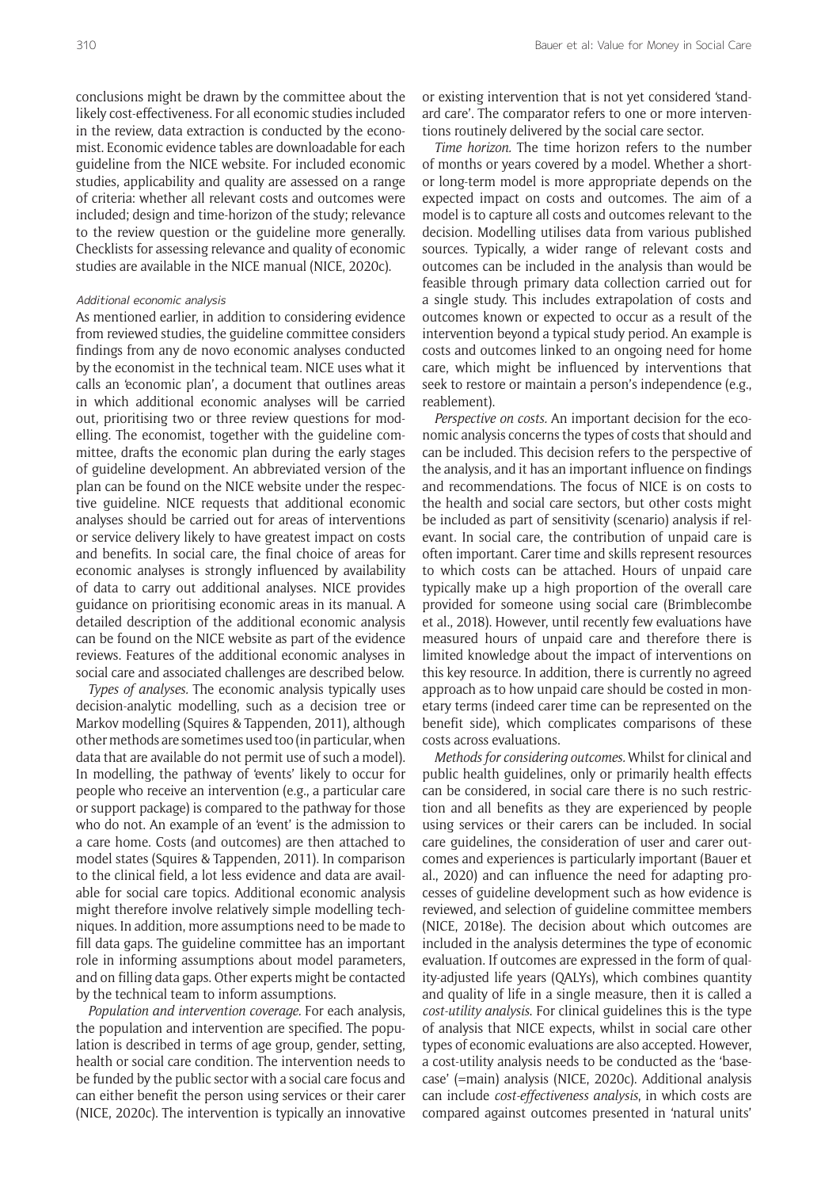conclusions might be drawn by the committee about the likely cost-effectiveness. For all economic studies included in the review, data extraction is conducted by the economist. Economic evidence tables are downloadable for each guideline from the NICE website. For included economic studies, applicability and quality are assessed on a range of criteria: whether all relevant costs and outcomes were included; design and time-horizon of the study; relevance to the review question or the guideline more generally. Checklists for assessing relevance and quality of economic studies are available in the NICE manual (NICE, 2020c).

#### *Additional economic analysis*

As mentioned earlier, in addition to considering evidence from reviewed studies, the guideline committee considers findings from any de novo economic analyses conducted by the economist in the technical team. NICE uses what it calls an 'economic plan', a document that outlines areas in which additional economic analyses will be carried out, prioritising two or three review questions for modelling. The economist, together with the guideline committee, drafts the economic plan during the early stages of guideline development. An abbreviated version of the plan can be found on the NICE website under the respective guideline. NICE requests that additional economic analyses should be carried out for areas of interventions or service delivery likely to have greatest impact on costs and benefits. In social care, the final choice of areas for economic analyses is strongly influenced by availability of data to carry out additional analyses. NICE provides guidance on prioritising economic areas in its manual. A detailed description of the additional economic analysis can be found on the NICE website as part of the evidence reviews. Features of the additional economic analyses in social care and associated challenges are described below.

*Types of analyses.* The economic analysis typically uses decision-analytic modelling, such as a decision tree or Markov modelling (Squires & Tappenden, 2011), although other methods are sometimes used too (in particular, when data that are available do not permit use of such a model). In modelling, the pathway of 'events' likely to occur for people who receive an intervention (e.g., a particular care or support package) is compared to the pathway for those who do not. An example of an 'event' is the admission to a care home. Costs (and outcomes) are then attached to model states (Squires & Tappenden, 2011). In comparison to the clinical field, a lot less evidence and data are available for social care topics. Additional economic analysis might therefore involve relatively simple modelling techniques. In addition, more assumptions need to be made to fill data gaps. The guideline committee has an important role in informing assumptions about model parameters, and on filling data gaps. Other experts might be contacted by the technical team to inform assumptions.

*Population and intervention coverage.* For each analysis, the population and intervention are specified. The population is described in terms of age group, gender, setting, health or social care condition. The intervention needs to be funded by the public sector with a social care focus and can either benefit the person using services or their carer (NICE, 2020c). The intervention is typically an innovative or existing intervention that is not yet considered 'standard care'. The comparator refers to one or more interventions routinely delivered by the social care sector.

*Time horizon.* The time horizon refers to the number of months or years covered by a model. Whether a short- or long-term model is more appropriate depends on the expected impact on costs and outcomes. The aim of a model is to capture all costs and outcomes relevant to the decision. Modelling utilises data from various published sources. Typically, a wider range of relevant costs and outcomes can be included in the analysis than would be feasible through primary data collection carried out for a single study. This includes extrapolation of costs and outcomes known or expected to occur as a result of the intervention beyond a typical study period. An example is costs and outcomes linked to an ongoing need for home care, which might be influenced by interventions that seek to restore or maintain a person's independence (e.g., reablement).

*Perspective on costs.* An important decision for the economic analysis concerns the types of costs that should and can be included. This decision refers to the perspective of the analysis, and it has an important influence on findings and recommendations. The focus of NICE is on costs to the health and social care sectors, but other costs might be included as part of sensitivity (scenario) analysis if relevant. In social care, the contribution of unpaid care is often important. Carer time and skills represent resources to which costs can be attached. Hours of unpaid care typically make up a high proportion of the overall care provided for someone using social care (Brimblecombe et al., 2018). However, until recently few evaluations have measured hours of unpaid care and therefore there is limited knowledge about the impact of interventions on this key resource. In addition, there is currently no agreed approach as to how unpaid care should be costed in monetary terms (indeed carer time can be represented on the benefit side), which complicates comparisons of these costs across evaluations.

*Methods for considering outcomes.* Whilst for clinical and public health guidelines, only or primarily health effects can be considered, in social care there is no such restriction and all benefits as they are experienced by people using services or their carers can be included. In social care guidelines, the consideration of user and carer outcomes and experiences is particularly important (Bauer et al., 2020) and can influence the need for adapting processes of guideline development such as how evidence is reviewed, and selection of guideline committee members (NICE, 2018e). The decision about which outcomes are included in the analysis determines the type of economic evaluation. If outcomes are expressed in the form of quality-adjusted life years (QALYs), which combines quantity and quality of life in a single measure, then it is called a *cost-utility analysis*. For clinical guidelines this is the type of analysis that NICE expects, whilst in social care other types of economic evaluations are also accepted. However, a cost-utility analysis needs to be conducted as the 'base-case' (=main) analysis (NICE, 2020c). Additional analysis can include *cost-effectiveness analysis*, in which costs are compared against outcomes presented in 'natural units'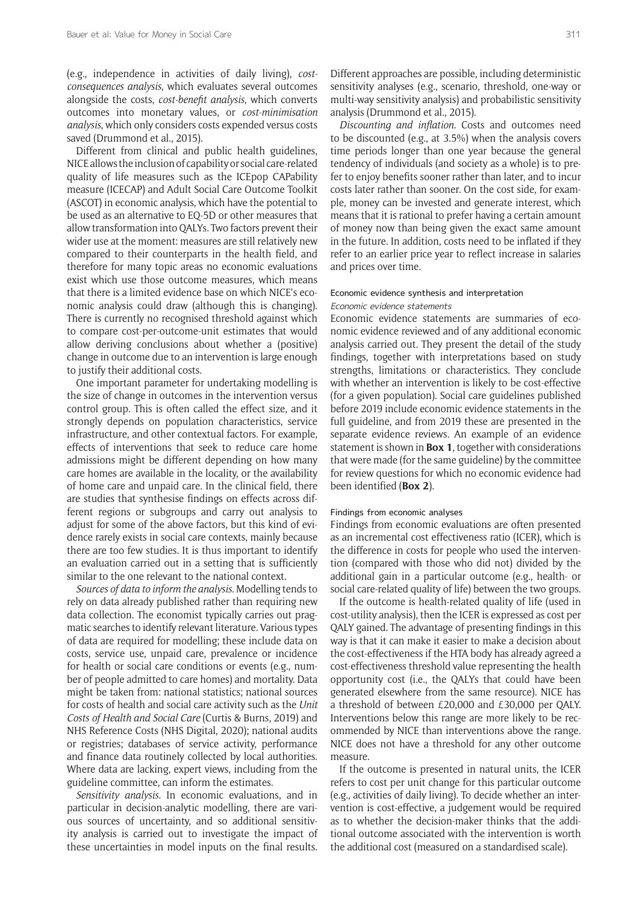(e.g., independence in activities of daily living), *cost-consequences analysis*, which evaluates several outcomes alongside the costs, *cost-benefit analysis*, which converts outcomes into monetary values, or *cost-minimisation analysis*, which only considers costs expended versus costs saved (Drummond et al., 2015).

Different from clinical and public health guidelines, NICE allows the inclusion of capability or social care-related quality of life measures such as the ICEpop CAPability measure (ICECAP) and Adult Social Care Outcome Toolkit (ASCOT) in economic analysis, which have the potential to be used as an alternative to EQ-5D or other measures that allow transformation into QALYs. Two factors prevent their wider use at the moment: measures are still relatively new compared to their counterparts in the health field, and therefore for many topic areas no economic evaluations exist which use those outcome measures, which means that there is a limited evidence base on which NICE's economic analysis could draw (although this is changing). There is currently no recognised threshold against which to compare cost-per-outcome-unit estimates that would allow deriving conclusions about whether a (positive) change in outcome due to an intervention is large enough to justify their additional costs.

One important parameter for undertaking modelling is the size of change in outcomes in the intervention versus control group. This is often called the effect size, and it strongly depends on population characteristics, service infrastructure, and other contextual factors. For example, effects of interventions that seek to reduce care home admissions might be different depending on how many care homes are available in the locality, or the availability of home care and unpaid care. In the clinical field, there are studies that synthesise findings on effects across different regions or subgroups and carry out analysis to adjust for some of the above factors, but this kind of evidence rarely exists in social care contexts, mainly because there are too few studies. It is thus important to identify an evaluation carried out in a setting that is sufficiently similar to the one relevant to the national context.

*Sources of data to inform the analysis.* Modelling tends to rely on data already published rather than requiring new data collection. The economist typically carries out pragmatic searches to identify relevant literature. Various types of data are required for modelling; these include data on costs, service use, unpaid care, prevalence or incidence for health or social care conditions or events (e.g., number of people admitted to care homes) and mortality. Data might be taken from: national statistics; national sources for costs of health and social care activity such as the *Unit Costs of Health and Social Care* (Curtis & Burns, 2019) and NHS Reference Costs (NHS Digital, 2020); national audits or registries; databases of service activity, performance and finance data routinely collected by local authorities. Where data are lacking, expert views, including from the guideline committee, can inform the estimates.

*Sensitivity analysis.* In economic evaluations, and in particular in decision-analytic modelling, there are various sources of uncertainty, and so additional sensitivity analysis is carried out to investigate the impact of these uncertainties in model inputs on the final results. Different approaches are possible, including deterministic sensitivity analyses (e.g., scenario, threshold, one-way or multi-way sensitivity analysis) and probabilistic sensitivity analysis (Drummond et al., 2015).

*Discounting and inflation.* Costs and outcomes need to be discounted (e.g., at 3.5%) when the analysis covers time periods longer than one year because the general tendency of individuals (and society as a whole) is to prefer to enjoy benefits sooner rather than later, and to incur costs later rather than sooner. On the cost side, for example, money can be invested and generate interest, which means that it is rational to prefer having a certain amount of money now than being given the exact same amount in the future. In addition, costs need to be inflated if they refer to an earlier price year to reflect increase in salaries and prices over time.

#### Economic evidence synthesis and interpretation

##### *Economic evidence statements*

Economic evidence statements are summaries of economic evidence reviewed and of any additional economic analysis carried out. They present the detail of the study findings, together with interpretations based on study strengths, limitations or characteristics. They conclude with whether an intervention is likely to be cost-effective (for a given population). Social care guidelines published before 2019 include economic evidence statements in the full guideline, and from 2019 these are presented in the separate evidence reviews. An example of an evidence statement is shown in **Box 1**, together with considerations that were made (for the same guideline) by the committee for review questions for which no economic evidence had been identified (**Box 2**).

##### Findings from economic analyses

Findings from economic evaluations are often presented as an incremental cost effectiveness ratio (ICER), which is the difference in costs for people who used the intervention (compared with those who did not) divided by the additional gain in a particular outcome (e.g., health- or social care-related quality of life) between the two groups.

If the outcome is health-related quality of life (used in cost-utility analysis), then the ICER is expressed as cost per QALY gained. The advantage of presenting findings in this way is that it can make it easier to make a decision about the cost-effectiveness if the HTA body has already agreed a cost-effectiveness threshold value representing the health opportunity cost (i.e., the QALYs that could have been generated elsewhere from the same resource). NICE has a threshold of between £20,000 and £30,000 per QALY. Interventions below this range are more likely to be recommended by NICE than interventions above the range. NICE does not have a threshold for any other outcome measure.

If the outcome is presented in natural units, the ICER refers to cost per unit change for this particular outcome (e.g., activities of daily living). To decide whether an intervention is cost-effective, a judgement would be required as to whether the decision-maker thinks that the additional outcome associated with the intervention is worth the additional cost (measured on a standardised scale).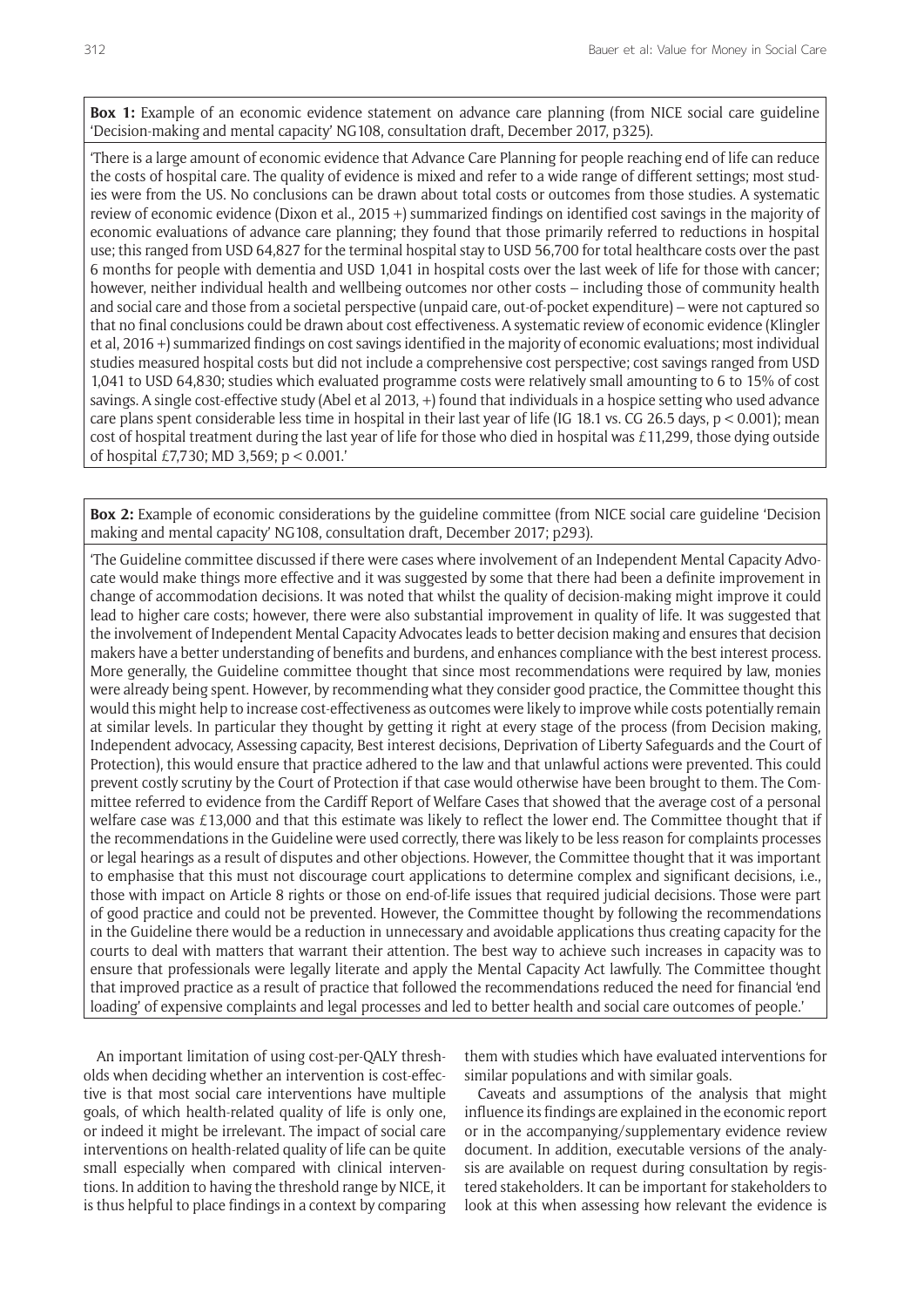**Box 1:** Example of an economic evidence statement on advance care planning (from NICE social care guideline 'Decision-making and mental capacity' NG108, consultation draft, December 2017, p325).

'There is a large amount of economic evidence that Advance Care Planning for people reaching end of life can reduce the costs of hospital care. The quality of evidence is mixed and refer to a wide range of different settings; most studies were from the US. No conclusions can be drawn about total costs or outcomes from those studies. A systematic review of economic evidence (Dixon et al., 2015 +) summarized findings on identified cost savings in the majority of economic evaluations of advance care planning; they found that those primarily referred to reductions in hospital use; this ranged from USD 64,827 for the terminal hospital stay to USD 56,700 for total healthcare costs over the past 6 months for people with dementia and USD 1,041 in hospital costs over the last week of life for those with cancer; however, neither individual health and wellbeing outcomes nor other costs – including those of community health and social care and those from a societal perspective (unpaid care, out-of-pocket expenditure) – were not captured so that no final conclusions could be drawn about cost effectiveness. A systematic review of economic evidence (Klingler et al, 2016 +) summarized findings on cost savings identified in the majority of economic evaluations; most individual studies measured hospital costs but did not include a comprehensive cost perspective; cost savings ranged from USD 1,041 to USD 64,830; studies which evaluated programme costs were relatively small amounting to 6 to 15% of cost savings. A single cost-effective study (Abel et al 2013, +) found that individuals in a hospice setting who used advance care plans spent considerable less time in hospital in their last year of life (IG 18.1 vs. CG 26.5 days, $p < 0.001$); mean cost of hospital treatment during the last year of life for those who died in hospital was £11,299, those dying outside of hospital £7,730; MD 3,569; $p < 0.001$.'

**Box 2:** Example of economic considerations by the guideline committee (from NICE social care guideline 'Decision making and mental capacity' NG108, consultation draft, December 2017; p293).

'The Guideline committee discussed if there were cases where involvement of an Independent Mental Capacity Advocate would make things more effective and it was suggested by some that there had been a definite improvement in change of accommodation decisions. It was noted that whilst the quality of decision-making might improve it could lead to higher care costs; however, there were also substantial improvement in quality of life. It was suggested that the involvement of Independent Mental Capacity Advocates leads to better decision making and ensures that decision makers have a better understanding of benefits and burdens, and enhances compliance with the best interest process. More generally, the Guideline committee thought that since most recommendations were required by law, monies were already being spent. However, by recommending what they consider good practice, the Committee thought this would this might help to increase cost-effectiveness as outcomes were likely to improve while costs potentially remain at similar levels. In particular they thought by getting it right at every stage of the process (from Decision making, Independent advocacy, Assessing capacity, Best interest decisions, Deprivation of Liberty Safeguards and the Court of Protection), this would ensure that practice adhered to the law and that unlawful actions were prevented. This could prevent costly scrutiny by the Court of Protection if that case would otherwise have been brought to them. The Committee referred to evidence from the Cardiff Report of Welfare Cases that showed that the average cost of a personal welfare case was £13,000 and that this estimate was likely to reflect the lower end. The Committee thought that if the recommendations in the Guideline were used correctly, there was likely to be less reason for complaints processes or legal hearings as a result of disputes and other objections. However, the Committee thought that it was important to emphasise that this must not discourage court applications to determine complex and significant decisions, i.e., those with impact on Article 8 rights or those on end-of-life issues that required judicial decisions. Those were part of good practice and could not be prevented. However, the Committee thought by following the recommendations in the Guideline there would be a reduction in unnecessary and avoidable applications thus creating capacity for the courts to deal with matters that warrant their attention. The best way to achieve such increases in capacity was to ensure that professionals were legally literate and apply the Mental Capacity Act lawfully. The Committee thought that improved practice as a result of practice that followed the recommendations reduced the need for financial 'end loading' of expensive complaints and legal processes and led to better health and social care outcomes of people.'

An important limitation of using cost-per-QALY thresholds when deciding whether an intervention is cost-effective is that most social care interventions have multiple goals, of which health-related quality of life is only one, or indeed it might be irrelevant. The impact of social care interventions on health-related quality of life can be quite small especially when compared with clinical interventions. In addition to having the threshold range by NICE, it is thus helpful to place findings in a context by comparing them with studies which have evaluated interventions for similar populations and with similar goals.

Caveats and assumptions of the analysis that might influence its findings are explained in the economic report or in the accompanying/supplementary evidence review document. In addition, executable versions of the analysis are available on request during consultation by registered stakeholders. It can be important for stakeholders to look at this when assessing how relevant the evidence is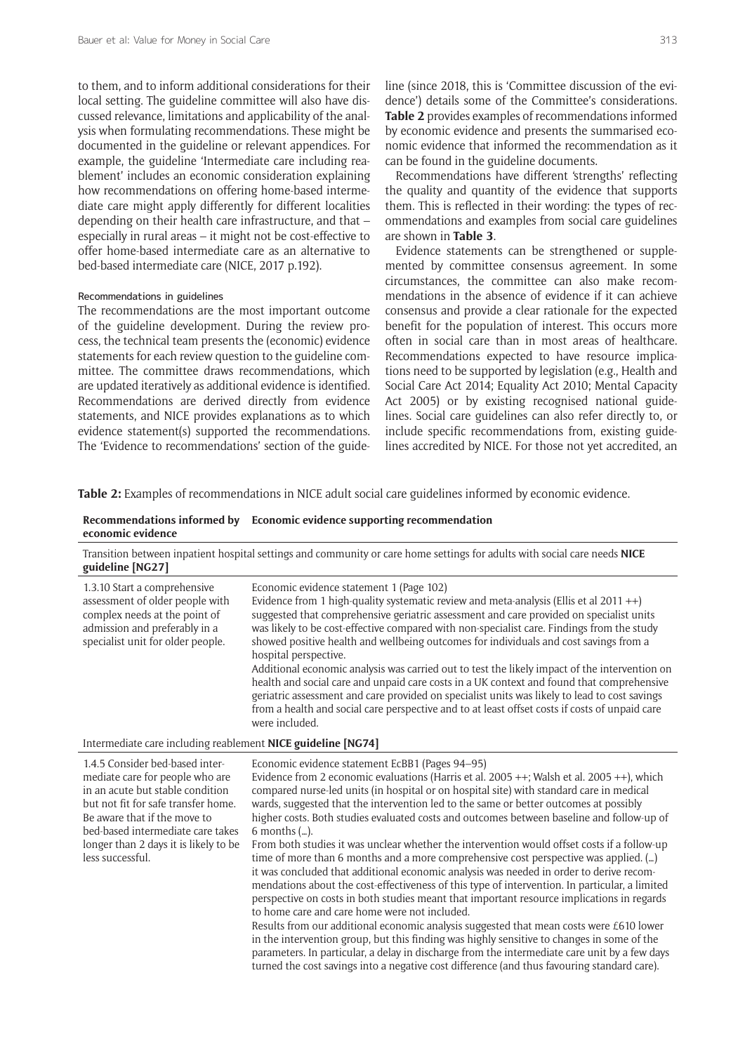to them, and to inform additional considerations for their local setting. The guideline committee will also have discussed relevance, limitations and applicability of the analysis when formulating recommendations. These might be documented in the guideline or relevant appendices. For example, the guideline 'Intermediate care including reablement' includes an economic consideration explaining how recommendations on offering home-based intermediate care might apply differently for different localities depending on their health care infrastructure, and that – especially in rural areas – it might not be cost-effective to offer home-based intermediate care as an alternative to bed-based intermediate care (NICE, 2017 p.192).

#### Recommendations in guidelines

The recommendations are the most important outcome of the guideline development. During the review process, the technical team presents the (economic) evidence statements for each review question to the guideline committee. The committee draws recommendations, which are updated iteratively as additional evidence is identified. Recommendations are derived directly from evidence statements, and NICE provides explanations as to which evidence statement(s) supported the recommendations. The 'Evidence to recommendations' section of the guideline (since 2018, this is 'Committee discussion of the evidence') details some of the Committee's considerations. **Table 2** provides examples of recommendations informed by economic evidence and presents the summarised economic evidence that informed the recommendation as it can be found in the guideline documents.

Recommendations have different 'strengths' reflecting the quality and quantity of the evidence that supports them. This is reflected in their wording: the types of recommendations and examples from social care guidelines are shown in **Table 3**.

Evidence statements can be strengthened or supplemented by committee consensus agreement. In some circumstances, the committee can also make recommendations in the absence of evidence if it can achieve consensus and provide a clear rationale for the expected benefit for the population of interest. This occurs more often in social care than in most areas of healthcare. Recommendations expected to have resource implications need to be supported by legislation (e.g., Health and Social Care Act 2014; Equality Act 2010; Mental Capacity Act 2005) or by existing recognised national guidelines. Social care guidelines can also refer directly to, or include specific recommendations from, existing guidelines accredited by NICE. For those not yet accredited, an

**Table 2:** Examples of recommendations in NICE adult social care guidelines informed by economic evidence.

| Recommendations informed by economic evidence | Economic evidence supporting recommendation |
|---|---|
| Transition between inpatient hospital settings and community or care home settings for adults with social care needs **NICE guideline [NG27]** | |
| 1.3.10 Start a comprehensive assessment of older people with complex needs at the point of admission and preferably in a specialist unit for older people. | Economic evidence statement 1 (Page 102)<br>Evidence from 1 high-quality systematic review and meta-analysis (Ellis et al 2011 ++) suggested that comprehensive geriatric assessment and care provided on specialist units was likely to be cost-effective compared with non-specialist care. Findings from the study showed positive health and wellbeing outcomes for individuals and cost savings from a hospital perspective.<br>Additional economic analysis was carried out to test the likely impact of the intervention on health and social care and unpaid care costs in a UK context and found that comprehensive geriatric assessment and care provided on specialist units was likely to lead to cost savings from a health and social care perspective and to at least offset costs if costs of unpaid care were included. |
| Intermediate care including reablement **NICE guideline [NG74]** | |
| 1.4.5 Consider bed-based intermediate care for people who are in an acute but stable condition but not fit for safe transfer home. Be aware that if the move to bed-based intermediate care takes longer than 2 days it is likely to be less successful. | Economic evidence statement EcBB1 (Pages 94–95)<br>Evidence from 2 economic evaluations (Harris et al. 2005 ++; Walsh et al. 2005 ++), which compared nurse-led units (in hospital or on hospital site) with standard care in medical wards, suggested that the intervention led to the same or better outcomes at possibly higher costs. Both studies evaluated costs and outcomes between baseline and follow-up of 6 months (…).<br>From both studies it was unclear whether the intervention would offset costs if a follow-up time of more than 6 months and a more comprehensive cost perspective was applied. (…) it was concluded that additional economic analysis was needed in order to derive recommendations about the cost-effectiveness of this type of intervention. In particular, a limited perspective on costs in both studies meant that important resource implications in regards to home care and care home were not included.<br>Results from our additional economic analysis suggested that mean costs were £610 lower in the intervention group, but this finding was highly sensitive to changes in some of the parameters. In particular, a delay in discharge from the intermediate care unit by a few days turned the cost savings into a negative cost difference (and thus favouring standard care). |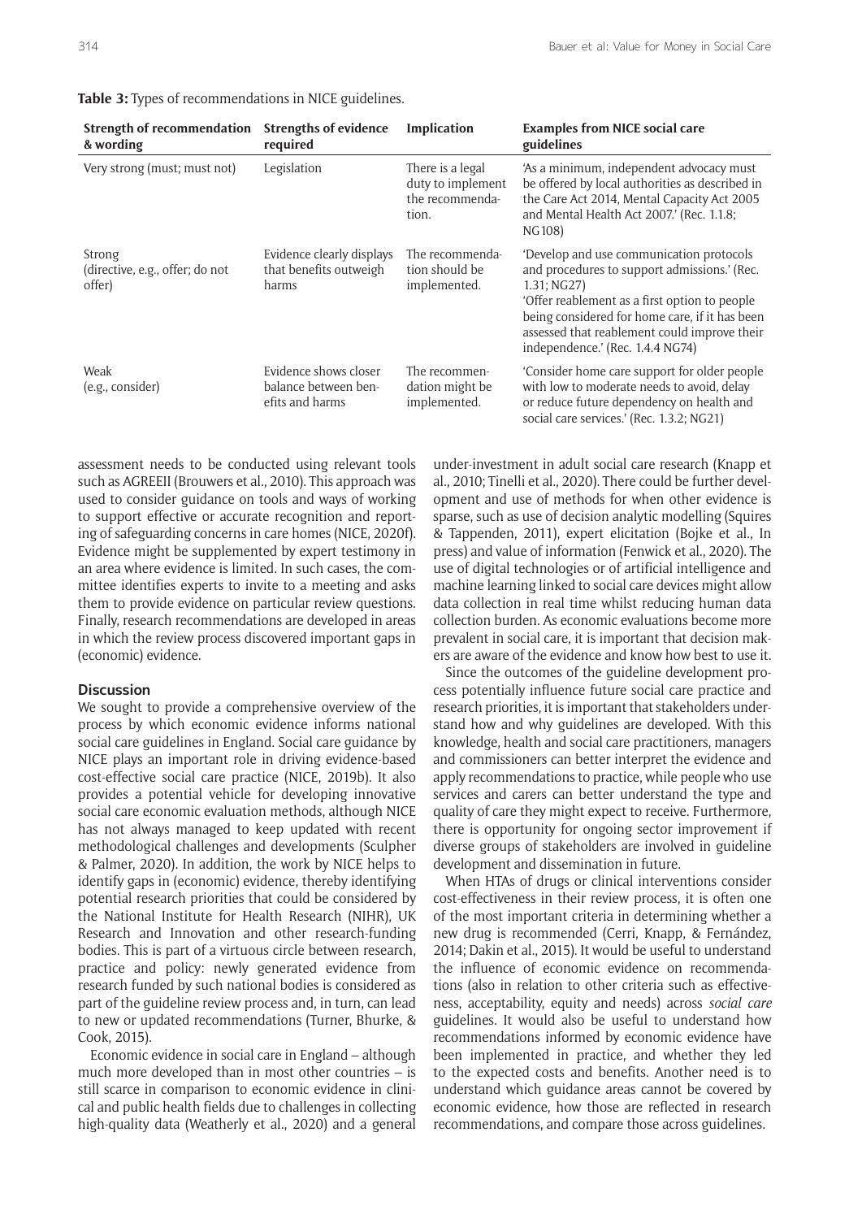**Table 3:** Types of recommendations in NICE guidelines.

| Strength of recommendation & wording | Strengths of evidence required | Implication | Examples from NICE social care guidelines |
|---|---|---|---|
| Very strong (must; must not) | Legislation | There is a legal duty to implement the recommendation. | 'As a minimum, independent advocacy must be offered by local authorities as described in the Care Act 2014, Mental Capacity Act 2005 and Mental Health Act 2007.' (Rec. 1.1.8; NG108) |
| Strong (directive, e.g., offer; do not offer) | Evidence clearly displays that benefits outweigh harms | The recommendation should be implemented. | 'Develop and use communication protocols and procedures to support admissions.' (Rec. 1.31; NG27) 'Offer reablement as a first option to people being considered for home care, if it has been assessed that reablement could improve their independence.' (Rec. 1.4.4 NG74) |
| Weak (e.g., consider) | Evidence shows closer balance between benefits and harms | The recommendation might be implemented. | 'Consider home care support for older people with low to moderate needs to avoid, delay or reduce future dependency on health and social care services.' (Rec. 1.3.2; NG21) |

assessment needs to be conducted using relevant tools such as AGREEII (Brouwers et al., 2010). This approach was used to consider guidance on tools and ways of working to support effective or accurate recognition and reporting of safeguarding concerns in care homes (NICE, 2020f). Evidence might be supplemented by expert testimony in an area where evidence is limited. In such cases, the committee identifies experts to invite to a meeting and asks them to provide evidence on particular review questions. Finally, research recommendations are developed in areas in which the review process discovered important gaps in (economic) evidence.

## Discussion

We sought to provide a comprehensive overview of the process by which economic evidence informs national social care guidelines in England. Social care guidance by NICE plays an important role in driving evidence-based cost-effective social care practice (NICE, 2019b). It also provides a potential vehicle for developing innovative social care economic evaluation methods, although NICE has not always managed to keep updated with recent methodological challenges and developments (Sculpher & Palmer, 2020). In addition, the work by NICE helps to identify gaps in (economic) evidence, thereby identifying potential research priorities that could be considered by the National Institute for Health Research (NIHR), UK Research and Innovation and other research-funding bodies. This is part of a virtuous circle between research, practice and policy: newly generated evidence from research funded by such national bodies is considered as part of the guideline review process and, in turn, can lead to new or updated recommendations (Turner, Bhurke, & Cook, 2015).

Economic evidence in social care in England – although much more developed than in most other countries – is still scarce in comparison to economic evidence in clinical and public health fields due to challenges in collecting high-quality data (Weatherly et al., 2020) and a general under-investment in adult social care research (Knapp et al., 2010; Tinelli et al., 2020). There could be further development and use of methods for when other evidence is sparse, such as use of decision analytic modelling (Squires & Tappenden, 2011), expert elicitation (Bojke et al., In press) and value of information (Fenwick et al., 2020). The use of digital technologies or of artificial intelligence and machine learning linked to social care devices might allow data collection in real time whilst reducing human data collection burden. As economic evaluations become more prevalent in social care, it is important that decision makers are aware of the evidence and know how best to use it.

Since the outcomes of the guideline development process potentially influence future social care practice and research priorities, it is important that stakeholders understand how and why guidelines are developed. With this knowledge, health and social care practitioners, managers and commissioners can better interpret the evidence and apply recommendations to practice, while people who use services and carers can better understand the type and quality of care they might expect to receive. Furthermore, there is opportunity for ongoing sector improvement if diverse groups of stakeholders are involved in guideline development and dissemination in future.

When HTAs of drugs or clinical interventions consider cost-effectiveness in their review process, it is often one of the most important criteria in determining whether a new drug is recommended (Cerri, Knapp, & Fernández, 2014; Dakin et al., 2015). It would be useful to understand the influence of economic evidence on recommendations (also in relation to other criteria such as effectiveness, acceptability, equity and needs) across *social care* guidelines. It would also be useful to understand how recommendations informed by economic evidence have been implemented in practice, and whether they led to the expected costs and benefits. Another need is to understand which guidance areas cannot be covered by economic evidence, how those are reflected in research recommendations, and compare those across guidelines.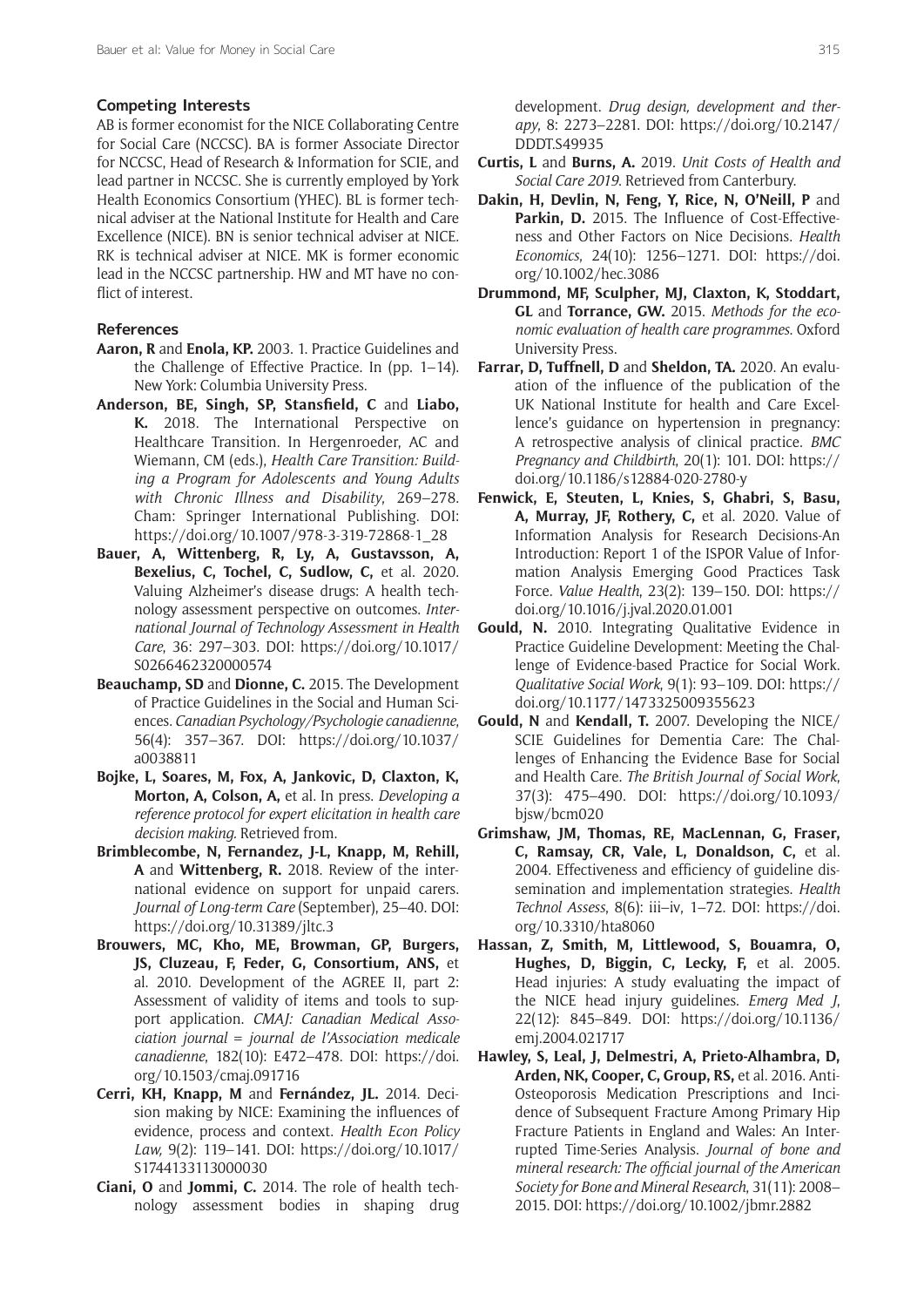## Competing Interests

AB is former economist for the NICE Collaborating Centre for Social Care (NCCSC). BA is former Associate Director for NCCSC, Head of Research & Information for SCIE, and lead partner in NCCSC. She is currently employed by York Health Economics Consortium (YHEC). BL is former technical adviser at the National Institute for Health and Care Excellence (NICE). BN is senior technical adviser at NICE. RK is technical adviser at NICE. MK is former economic lead in the NCCSC partnership. HW and MT have no conflict of interest.

## References

**Aaron, R** and **Enola, KP.** 2003. 1. Practice Guidelines and the Challenge of Effective Practice. In (pp. 1–14). New York: Columbia University Press.

**Anderson, BE, Singh, SP, Stansfield, C** and **Liabo, K.** 2018. The International Perspective on Healthcare Transition. In Hergenroeder, AC and Wiemann, CM (eds.), *Health Care Transition: Building a Program for Adolescents and Young Adults with Chronic Illness and Disability*, 269–278. Cham: Springer International Publishing. DOI: https://doi.org/10.1007/978-3-319-72868-1_28

**Bauer, A, Wittenberg, R, Ly, A, Gustavsson, A, Bexelius, C, Tochel, C, Sudlow, C,** et al. 2020. Valuing Alzheimer's disease drugs: A health technology assessment perspective on outcomes. *International Journal of Technology Assessment in Health Care*, 36: 297–303. DOI: https://doi.org/10.1017/S0266462320000574

**Beauchamp, SD** and **Dionne, C.** 2015. The Development of Practice Guidelines in the Social and Human Sciences. *Canadian Psychology/Psychologie canadienne*, 56(4): 357–367. DOI: https://doi.org/10.1037/a0038811

**Bojke, L, Soares, M, Fox, A, Jankovic, D, Claxton, K, Morton, A, Colson, A,** et al. In press. *Developing a reference protocol for expert elicitation in health care decision making.* Retrieved from.

**Brimblecombe, N, Fernandez, J-L, Knapp, M, Rehill, A** and **Wittenberg, R.** 2018. Review of the international evidence on support for unpaid carers. *Journal of Long-term Care* (September), 25–40. DOI: https://doi.org/10.31389/jltc.3

**Brouwers, MC, Kho, ME, Browman, GP, Burgers, JS, Cluzeau, F, Feder, G, Consortium, ANS,** et al. 2010. Development of the AGREE II, part 2: Assessment of validity of items and tools to support application. *CMAJ: Canadian Medical Association journal = journal de l'Association medicale canadienne*, 182(10): E472–478. DOI: https://doi.org/10.1503/cmaj.091716

**Cerri, KH, Knapp, M** and **Fernández, JL.** 2014. Decision making by NICE: Examining the influences of evidence, process and context. *Health Econ Policy Law,* 9(2): 119–141. DOI: https://doi.org/10.1017/S1744133113000030

**Ciani, O** and **Jommi, C.** 2014. The role of health technology assessment bodies in shaping drug development. *Drug design, development and therapy*, 8: 2273–2281. DOI: https://doi.org/10.2147/DDDT.S49935

**Curtis, L** and **Burns, A.** 2019. *Unit Costs of Health and Social Care 2019*. Retrieved from Canterbury.

**Dakin, H, Devlin, N, Feng, Y, Rice, N, O'Neill, P** and **Parkin, D.** 2015. The Influence of Cost-Effectiveness and Other Factors on Nice Decisions. *Health Economics*, 24(10): 1256–1271. DOI: https://doi.org/10.1002/hec.3086

**Drummond, MF, Sculpher, MJ, Claxton, K, Stoddart, GL** and **Torrance, GW.** 2015. *Methods for the economic evaluation of health care programmes*. Oxford University Press.

**Farrar, D, Tuffnell, D** and **Sheldon, TA.** 2020. An evaluation of the influence of the publication of the UK National Institute for health and Care Excellence's guidance on hypertension in pregnancy: A retrospective analysis of clinical practice. *BMC Pregnancy and Childbirth*, 20(1): 101. DOI: https://doi.org/10.1186/s12884-020-2780-y

**Fenwick, E, Steuten, L, Knies, S, Ghabri, S, Basu, A, Murray, JF, Rothery, C,** et al. 2020. Value of Information Analysis for Research Decisions-An Introduction: Report 1 of the ISPOR Value of Information Analysis Emerging Good Practices Task Force. *Value Health*, 23(2): 139–150. DOI: https://doi.org/10.1016/j.jval.2020.01.001

**Gould, N.** 2010. Integrating Qualitative Evidence in Practice Guideline Development: Meeting the Challenge of Evidence-based Practice for Social Work. *Qualitative Social Work*, 9(1): 93–109. DOI: https://doi.org/10.1177/1473325009355623

**Gould, N** and **Kendall, T.** 2007. Developing the NICE/SCIE Guidelines for Dementia Care: The Challenges of Enhancing the Evidence Base for Social and Health Care. *The British Journal of Social Work*, 37(3): 475–490. DOI: https://doi.org/10.1093/bjsw/bcm020

**Grimshaw, JM, Thomas, RE, MacLennan, G, Fraser, C, Ramsay, CR, Vale, L, Donaldson, C,** et al. 2004. Effectiveness and efficiency of guideline dissemination and implementation strategies. *Health Technol Assess*, 8(6): iii–iv, 1–72. DOI: https://doi.org/10.3310/hta8060

**Hassan, Z, Smith, M, Littlewood, S, Bouamra, O, Hughes, D, Biggin, C, Lecky, F,** et al. 2005. Head injuries: A study evaluating the impact of the NICE head injury guidelines. *Emerg Med J*, 22(12): 845–849. DOI: https://doi.org/10.1136/emj.2004.021717

**Hawley, S, Leal, J, Delmestri, A, Prieto-Alhambra, D, Arden, NK, Cooper, C, Group, RS,** et al. 2016. Anti-Osteoporosis Medication Prescriptions and Incidence of Subsequent Fracture Among Primary Hip Fracture Patients in England and Wales: An Interrupted Time-Series Analysis. *Journal of bone and mineral research: The official journal of the American Society for Bone and Mineral Research*, 31(11): 2008–2015. DOI: https://doi.org/10.1002/jbmr.2882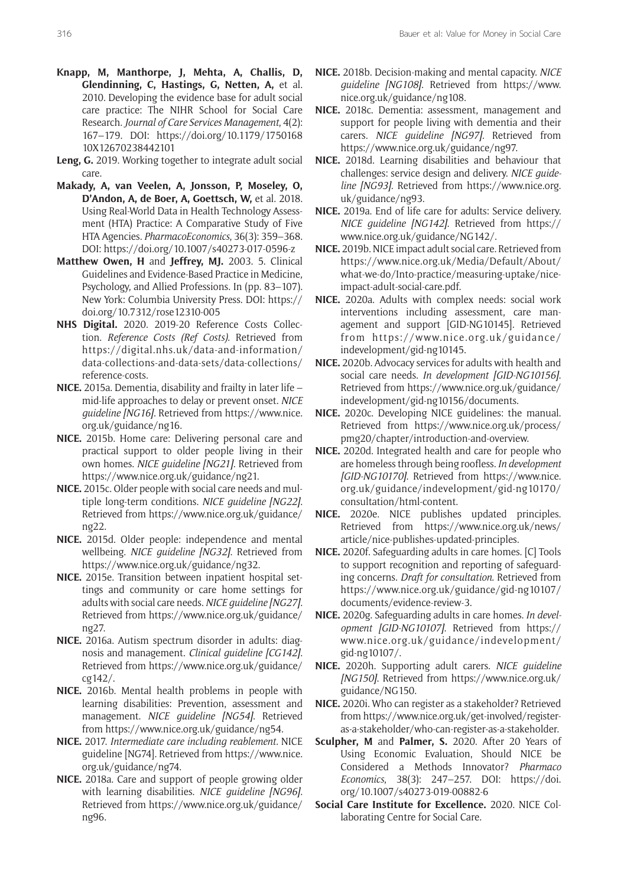**Knapp, M, Manthorpe, J, Mehta, A, Challis, D, Glendinning, C, Hastings, G, Netten, A,** et al. 2010. Developing the evidence base for adult social care practice: The NIHR School for Social Care Research. *Journal of Care Services Management*, 4(2): 167–179. DOI: https://doi.org/10.1179/175016810X12670238442101

**Leng, G.** 2019. Working together to integrate adult social care.

**Makady, A, van Veelen, A, Jonsson, P, Moseley, O, D'Andon, A, de Boer, A, Goettsch, W,** et al. 2018. Using Real-World Data in Health Technology Assessment (HTA) Practice: A Comparative Study of Five HTA Agencies. *PharmacoEconomics*, 36(3): 359–368. DOI: https://doi.org/10.1007/s40273-017-0596-z

**Matthew Owen, H** and **Jeffrey, MJ.** 2003. 5. Clinical Guidelines and Evidence-Based Practice in Medicine, Psychology, and Allied Professions. In (pp. 83–107). New York: Columbia University Press. DOI: https://doi.org/10.7312/rose12310-005

**NHS Digital.** 2020. 2019-20 Reference Costs Collection. *Reference Costs (Ref Costs).* Retrieved from https://digital.nhs.uk/data-and-information/data-collections-and-data-sets/data-collections/reference-costs.

**NICE.** 2015a. Dementia, disability and frailty in later life – mid-life approaches to delay or prevent onset. *NICE guideline [NG16]*. Retrieved from https://www.nice.org.uk/guidance/ng16.

**NICE.** 2015b. Home care: Delivering personal care and practical support to older people living in their own homes. *NICE guideline [NG21]*. Retrieved from https://www.nice.org.uk/guidance/ng21.

**NICE.** 2015c. Older people with social care needs and multiple long-term conditions. *NICE guideline [NG22]*. Retrieved from https://www.nice.org.uk/guidance/ng22.

**NICE.** 2015d. Older people: independence and mental wellbeing. *NICE guideline [NG32]*. Retrieved from https://www.nice.org.uk/guidance/ng32.

**NICE.** 2015e. Transition between inpatient hospital settings and community or care home settings for adults with social care needs. *NICE guideline [NG27]*. Retrieved from https://www.nice.org.uk/guidance/ng27.

**NICE.** 2016a. Autism spectrum disorder in adults: diagnosis and management. *Clinical guideline [CG142]*. Retrieved from https://www.nice.org.uk/guidance/cg142/.

**NICE.** 2016b. Mental health problems in people with learning disabilities: Prevention, assessment and management. *NICE guideline [NG54]*. Retrieved from https://www.nice.org.uk/guidance/ng54.

**NICE.** 2017. *Intermediate care including reablement.* NICE guideline [NG74]. Retrieved from https://www.nice.org.uk/guidance/ng74.

**NICE.** 2018a. Care and support of people growing older with learning disabilities. *NICE guideline [NG96]*. Retrieved from https://www.nice.org.uk/guidance/ng96.

**NICE.** 2018b. Decision-making and mental capacity. *NICE guideline [NG108]*. Retrieved from https://www.nice.org.uk/guidance/ng108.

**NICE.** 2018c. Dementia: assessment, management and support for people living with dementia and their carers. *NICE guideline [NG97]*. Retrieved from https://www.nice.org.uk/guidance/ng97.

**NICE.** 2018d. Learning disabilities and behaviour that challenges: service design and delivery. *NICE guideline [NG93]*. Retrieved from https://www.nice.org.uk/guidance/ng93.

**NICE.** 2019a. End of life care for adults: Service delivery. *NICE guideline [NG142]*. Retrieved from https://www.nice.org.uk/guidance/NG142/.

**NICE.** 2019b. NICE impact adult social care. Retrieved from https://www.nice.org.uk/Media/Default/About/what-we-do/Into-practice/measuring-uptake/nice-impact-adult-social-care.pdf.

**NICE.** 2020a. Adults with complex needs: social work interventions including assessment, care management and support [GID-NG10145]. Retrieved from https://www.nice.org.uk/guidance/indevelopment/gid-ng10145.

**NICE.** 2020b. Advocacy services for adults with health and social care needs. *In development [GID-NG10156]*. Retrieved from https://www.nice.org.uk/guidance/indevelopment/gid-ng10156/documents.

**NICE.** 2020c. Developing NICE guidelines: the manual. Retrieved from https://www.nice.org.uk/process/pmg20/chapter/introduction-and-overview.

**NICE.** 2020d. Integrated health and care for people who are homeless through being roofless. *In development [GID-NG10170]*. Retrieved from https://www.nice.org.uk/guidance/indevelopment/gid-ng10170/consultation/html-content.

**NICE.** 2020e. NICE publishes updated principles. Retrieved from https://www.nice.org.uk/news/article/nice-publishes-updated-principles.

**NICE.** 2020f. Safeguarding adults in care homes. [C] Tools to support recognition and reporting of safeguarding concerns. *Draft for consultation*. Retrieved from https://www.nice.org.uk/guidance/gid-ng10107/documents/evidence-review-3.

**NICE.** 2020g. Safeguarding adults in care homes. *In development [GID-NG10107]*. Retrieved from https://www.nice.org.uk/guidance/indevelopment/gid-ng10107/.

**NICE.** 2020h. Supporting adult carers. *NICE guideline [NG150]*. Retrieved from https://www.nice.org.uk/guidance/NG150.

**NICE.** 2020i. Who can register as a stakeholder? Retrieved from https://www.nice.org.uk/get-involved/register-as-a-stakeholder/who-can-register-as-a-stakeholder.

**Sculpher, M** and **Palmer, S.** 2020. After 20 Years of Using Economic Evaluation, Should NICE be Considered a Methods Innovator? *Pharmaco Economics*, 38(3): 247–257. DOI: https://doi.org/10.1007/s40273-019-00882-6

**Social Care Institute for Excellence.** 2020. NICE Collaborating Centre for Social Care.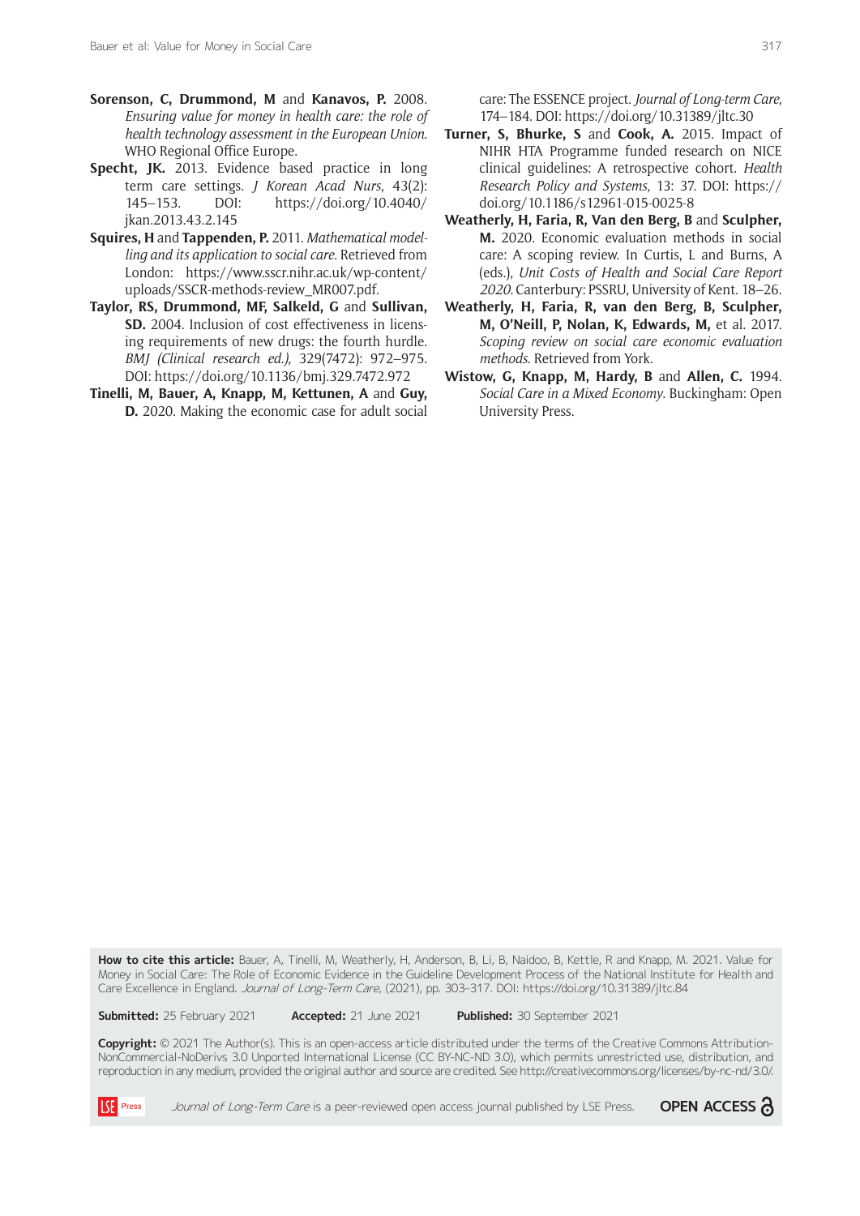**Sorenson, C, Drummond, M** and **Kanavos, P.** 2008. *Ensuring value for money in health care: the role of health technology assessment in the European Union*. WHO Regional Office Europe.

**Specht, JK.** 2013. Evidence based practice in long term care settings. *J Korean Acad Nurs*, 43(2): 145–153. DOI: https://doi.org/10.4040/jkan.2013.43.2.145

**Squires, H** and **Tappenden, P.** 2011. *Mathematical modelling and its application to social care*. Retrieved from London: https://www.sscr.nihr.ac.uk/wp-content/uploads/SSCR-methods-review_MR007.pdf.

**Taylor, RS, Drummond, MF, Salkeld, G** and **Sullivan, SD.** 2004. Inclusion of cost effectiveness in licensing requirements of new drugs: the fourth hurdle. *BMJ (Clinical research ed.)*, 329(7472): 972–975. DOI: https://doi.org/10.1136/bmj.329.7472.972

**Tinelli, M, Bauer, A, Knapp, M, Kettunen, A** and **Guy, D.** 2020. Making the economic case for adult social care: The ESSENCE project. *Journal of Long-term Care*, 174–184. DOI: https://doi.org/10.31389/jltc.30

**Turner, S, Bhurke, S** and **Cook, A.** 2015. Impact of NIHR HTA Programme funded research on NICE clinical guidelines: A retrospective cohort. *Health Research Policy and Systems*, 13: 37. DOI: https://doi.org/10.1186/s12961-015-0025-8

**Weatherly, H, Faria, R, Van den Berg, B** and **Sculpher, M.** 2020. Economic evaluation methods in social care: A scoping review. In Curtis, L and Burns, A (eds.), *Unit Costs of Health and Social Care Report 2020*. Canterbury: PSSRU, University of Kent. 18–26.

**Weatherly, H, Faria, R, van den Berg, B, Sculpher, M, O'Neill, P, Nolan, K, Edwards, M,** et al. 2017. *Scoping review on social care economic evaluation methods*. Retrieved from York.

**Wistow, G, Knapp, M, Hardy, B** and **Allen, C.** 1994. *Social Care in a Mixed Economy*. Buckingham: Open University Press.

**How to cite this article:** Bauer, A, Tinelli, M, Weatherly, H, Anderson, B, Li, B, Naidoo, B, Kettle, R and Knapp, M. 2021. Value for Money in Social Care: The Role of Economic Evidence in the Guideline Development Process of the National Institute for Health and Care Excellence in England. *Journal of Long-Term Care*, (2021), pp. 303–317. DOI: https://doi.org/10.31389/jltc.84

**Submitted:** 25 February 2021 **Accepted:** 21 June 2021 **Published:** 30 September 2021

**Copyright:** © 2021 The Author(s). This is an open-access article distributed under the terms of the Creative Commons Attribution-NonCommercial-NoDerivs 3.0 Unported International License (CC BY-NC-ND 3.0), which permits unrestricted use, distribution, and reproduction in any medium, provided the original author and source are credited. See http://creativecommons.org/licenses/by-nc-nd/3.0/.

LSE Press *Journal of Long-Term Care* is a peer-reviewed open access journal published by LSE Press. OPEN ACCESS